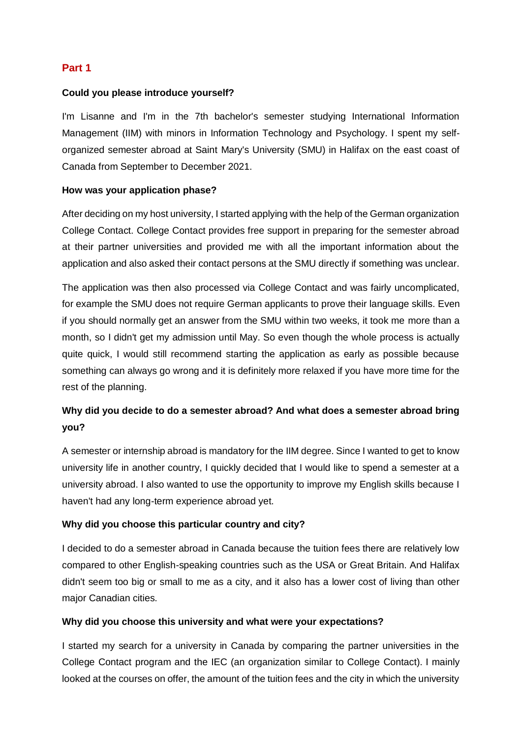## Part 1

**Could you please introduce yourself?**

I'm Lisanne and I'm in the 7th bachelor's semester studying International Information Management (IIM) with minors in Information Technology and Psychology. I spent my self-organized semester abroad at Saint Mary's University (SMU) in Halifax on the east coast of Canada from September to December 2021.

**How was your application phase?**

After deciding on my host university, I started applying with the help of the German organization College Contact. College Contact provides free support in preparing for the semester abroad at their partner universities and provided me with all the important information about the application and also asked their contact persons at the SMU directly if something was unclear.

The application was then also processed via College Contact and was fairly uncomplicated, for example the SMU does not require German applicants to prove their language skills. Even if you should normally get an answer from the SMU within two weeks, it took me more than a month, so I didn't get my admission until May. So even though the whole process is actually quite quick, I would still recommend starting the application as early as possible because something can always go wrong and it is definitely more relaxed if you have more time for the rest of the planning.

**Why did you decide to do a semester abroad? And what does a semester abroad bring you?**

A semester or internship abroad is mandatory for the IIM degree. Since I wanted to get to know university life in another country, I quickly decided that I would like to spend a semester at a university abroad. I also wanted to use the opportunity to improve my English skills because I haven't had any long-term experience abroad yet.

**Why did you choose this particular country and city?**

I decided to do a semester abroad in Canada because the tuition fees there are relatively low compared to other English-speaking countries such as the USA or Great Britain. And Halifax didn't seem too big or small to me as a city, and it also has a lower cost of living than other major Canadian cities.

**Why did you choose this university and what were your expectations?**

I started my search for a university in Canada by comparing the partner universities in the College Contact program and the IEC (an organization similar to College Contact). I mainly looked at the courses on offer, the amount of the tuition fees and the city in which the university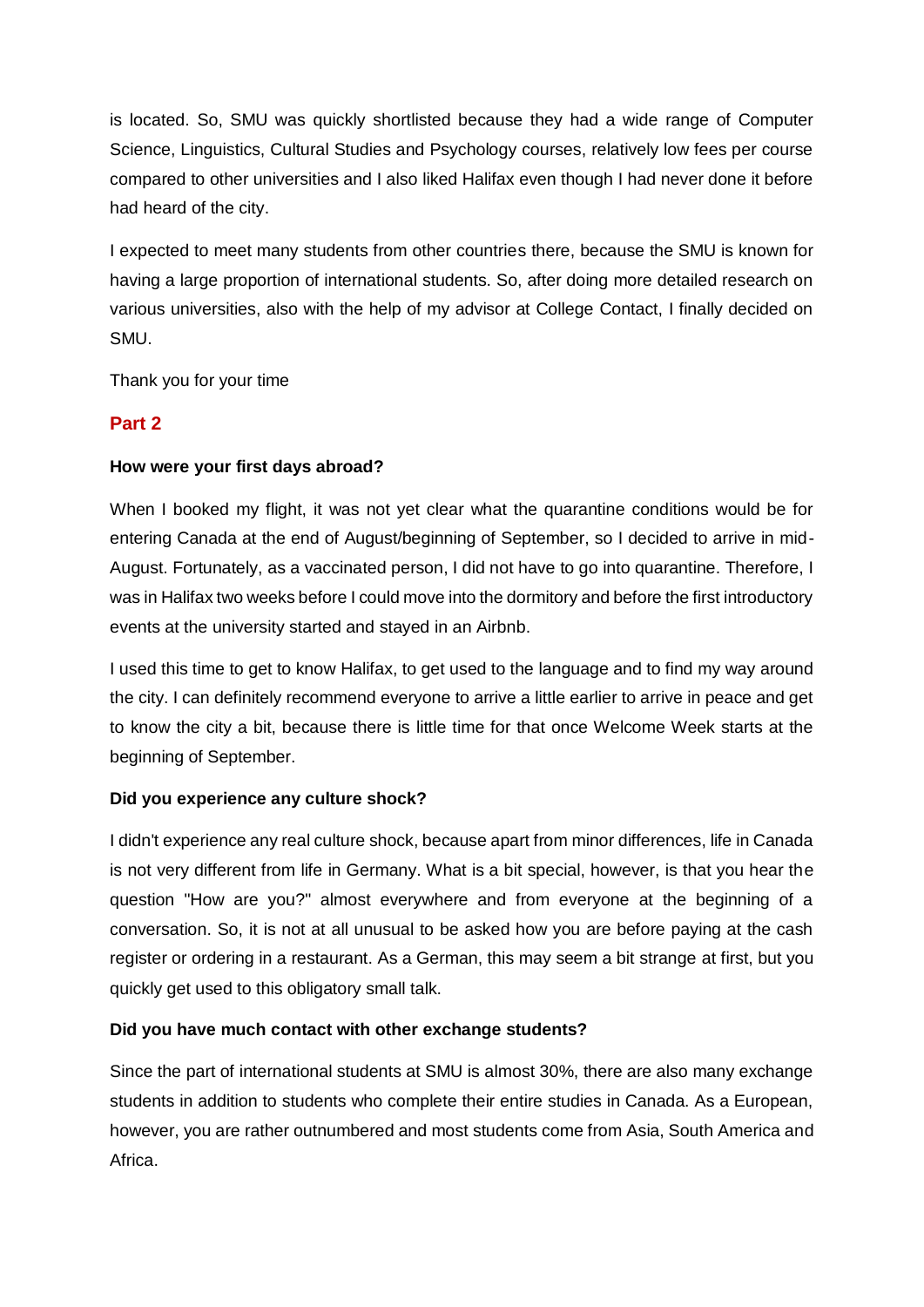is located. So, SMU was quickly shortlisted because they had a wide range of Computer Science, Linguistics, Cultural Studies and Psychology courses, relatively low fees per course compared to other universities and I also liked Halifax even though I had never done it before had heard of the city.

I expected to meet many students from other countries there, because the SMU is known for having a large proportion of international students. So, after doing more detailed research on various universities, also with the help of my advisor at College Contact, I finally decided on SMU.

Thank you for your time

## Part 2

**How were your first days abroad?**

When I booked my flight, it was not yet clear what the quarantine conditions would be for entering Canada at the end of August/beginning of September, so I decided to arrive in mid-August. Fortunately, as a vaccinated person, I did not have to go into quarantine. Therefore, I was in Halifax two weeks before I could move into the dormitory and before the first introductory events at the university started and stayed in an Airbnb.

I used this time to get to know Halifax, to get used to the language and to find my way around the city. I can definitely recommend everyone to arrive a little earlier to arrive in peace and get to know the city a bit, because there is little time for that once Welcome Week starts at the beginning of September.

**Did you experience any culture shock?**

I didn't experience any real culture shock, because apart from minor differences, life in Canada is not very different from life in Germany. What is a bit special, however, is that you hear the question "How are you?" almost everywhere and from everyone at the beginning of a conversation. So, it is not at all unusual to be asked how you are before paying at the cash register or ordering in a restaurant. As a German, this may seem a bit strange at first, but you quickly get used to this obligatory small talk.

**Did you have much contact with other exchange students?**

Since the part of international students at SMU is almost 30%, there are also many exchange students in addition to students who complete their entire studies in Canada. As a European, however, you are rather outnumbered and most students come from Asia, South America and Africa.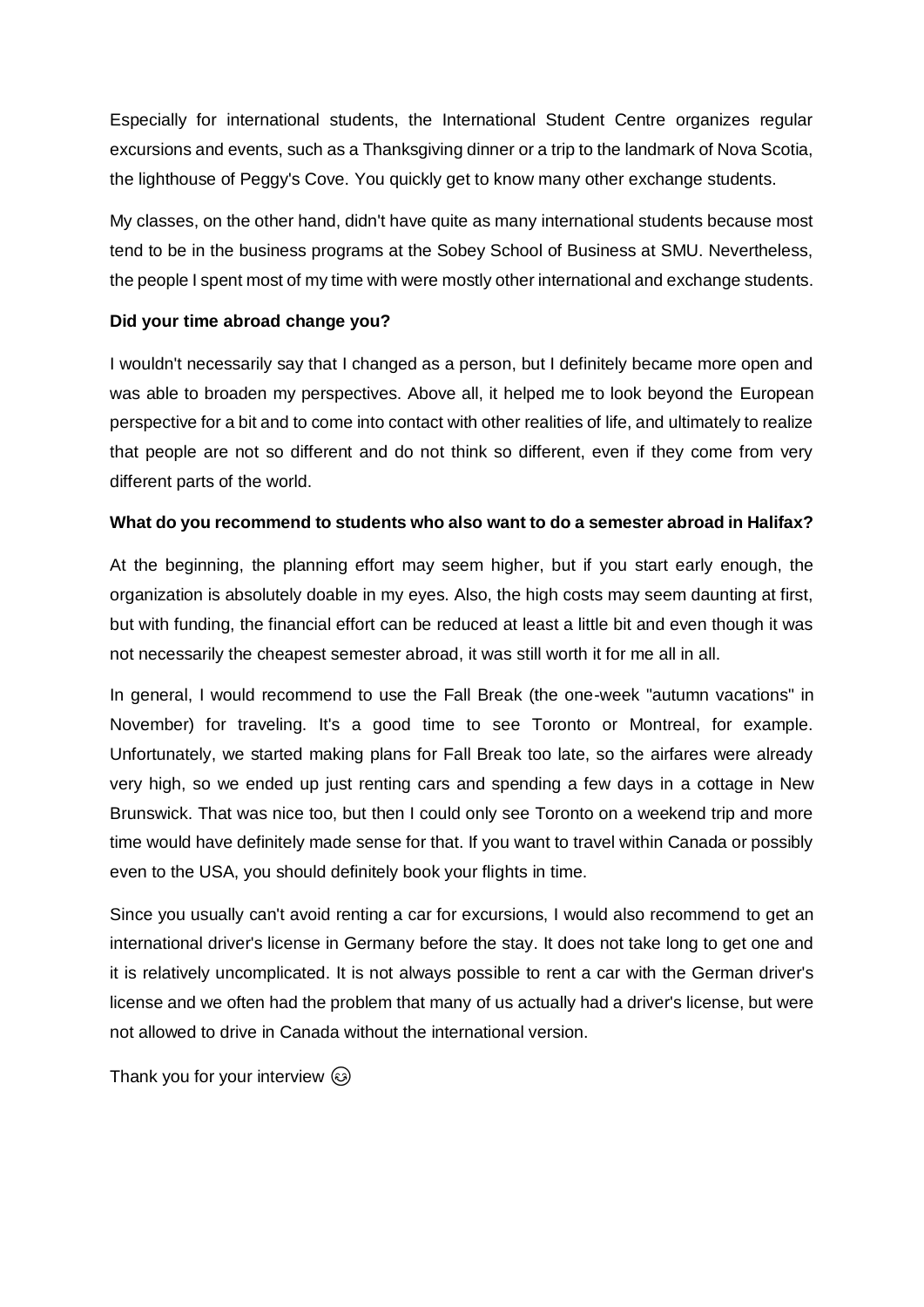Especially for international students, the International Student Centre organizes regular excursions and events, such as a Thanksgiving dinner or a trip to the landmark of Nova Scotia, the lighthouse of Peggy's Cove. You quickly get to know many other exchange students.

My classes, on the other hand, didn't have quite as many international students because most tend to be in the business programs at the Sobey School of Business at SMU. Nevertheless, the people I spent most of my time with were mostly other international and exchange students.

**Did your time abroad change you?**

I wouldn't necessarily say that I changed as a person, but I definitely became more open and was able to broaden my perspectives. Above all, it helped me to look beyond the European perspective for a bit and to come into contact with other realities of life, and ultimately to realize that people are not so different and do not think so different, even if they come from very different parts of the world.

**What do you recommend to students who also want to do a semester abroad in Halifax?**

At the beginning, the planning effort may seem higher, but if you start early enough, the organization is absolutely doable in my eyes. Also, the high costs may seem daunting at first, but with funding, the financial effort can be reduced at least a little bit and even though it was not necessarily the cheapest semester abroad, it was still worth it for me all in all.

In general, I would recommend to use the Fall Break (the one-week "autumn vacations" in November) for traveling. It's a good time to see Toronto or Montreal, for example. Unfortunately, we started making plans for Fall Break too late, so the airfares were already very high, so we ended up just renting cars and spending a few days in a cottage in New Brunswick. That was nice too, but then I could only see Toronto on a weekend trip and more time would have definitely made sense for that. If you want to travel within Canada or possibly even to the USA, you should definitely book your flights in time.

Since you usually can't avoid renting a car for excursions, I would also recommend to get an international driver's license in Germany before the stay. It does not take long to get one and it is relatively uncomplicated. It is not always possible to rent a car with the German driver's license and we often had the problem that many of us actually had a driver's license, but were not allowed to drive in Canada without the international version.

Thank you for your interview 😊